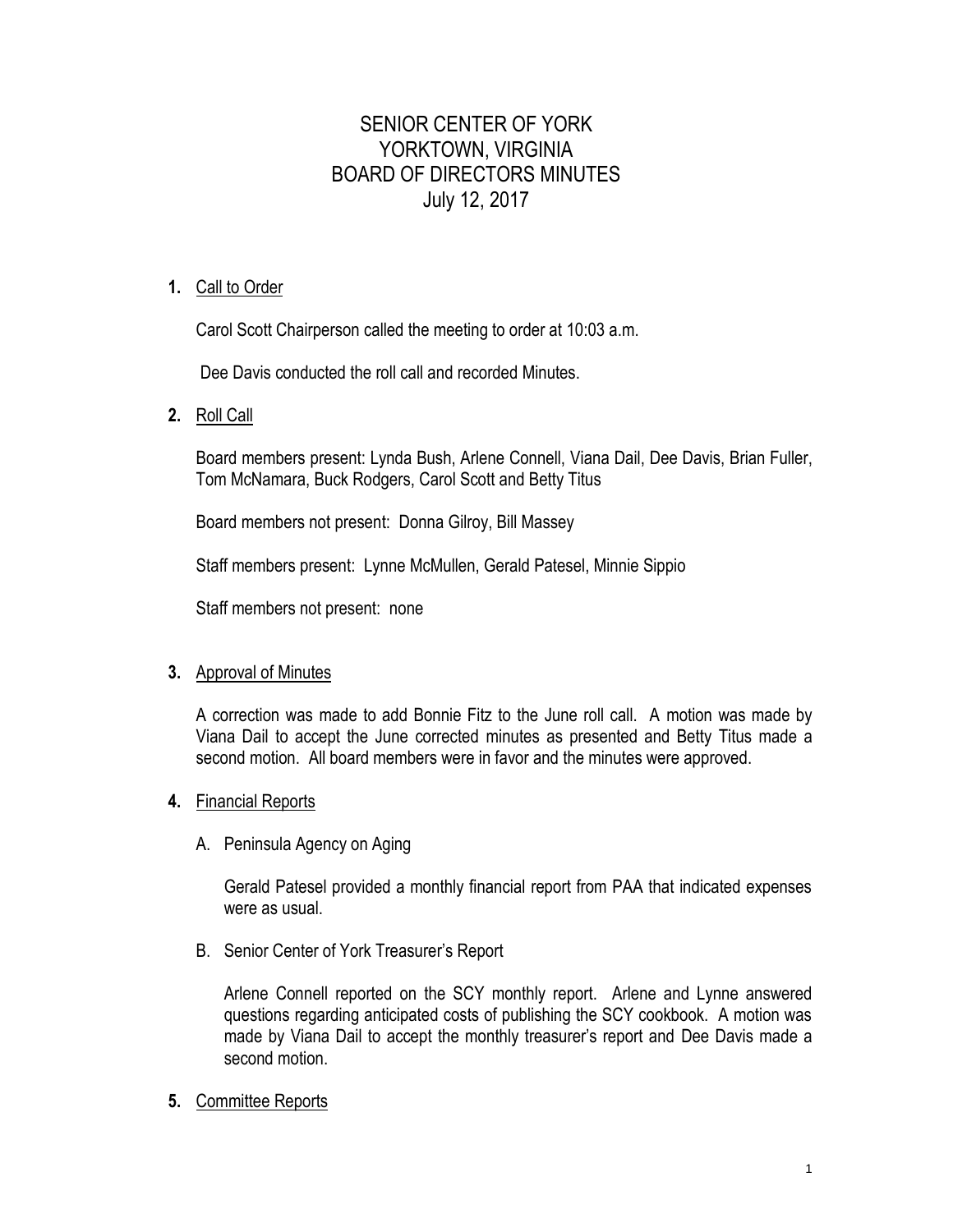# SENIOR CENTER OF YORK
# YORKTOWN, VIRGINIA
# BOARD OF DIRECTORS MINUTES
# July 12, 2017

**1.** Call to Order

Carol Scott Chairperson called the meeting to order at 10:03 a.m.

Dee Davis conducted the roll call and recorded Minutes.

**2.** Roll Call

Board members present: Lynda Bush, Arlene Connell, Viana Dail, Dee Davis, Brian Fuller, Tom McNamara, Buck Rodgers, Carol Scott and Betty Titus

Board members not present: Donna Gilroy, Bill Massey

Staff members present: Lynne McMullen, Gerald Patesel, Minnie Sippio

Staff members not present: none

**3.** Approval of Minutes

A correction was made to add Bonnie Fitz to the June roll call. A motion was made by Viana Dail to accept the June corrected minutes as presented and Betty Titus made a second motion. All board members were in favor and the minutes were approved.

**4.** Financial Reports

A. Peninsula Agency on Aging

Gerald Patesel provided a monthly financial report from PAA that indicated expenses were as usual.

B. Senior Center of York Treasurer's Report

Arlene Connell reported on the SCY monthly report. Arlene and Lynne answered questions regarding anticipated costs of publishing the SCY cookbook. A motion was made by Viana Dail to accept the monthly treasurer's report and Dee Davis made a second motion.

**5.** Committee Reports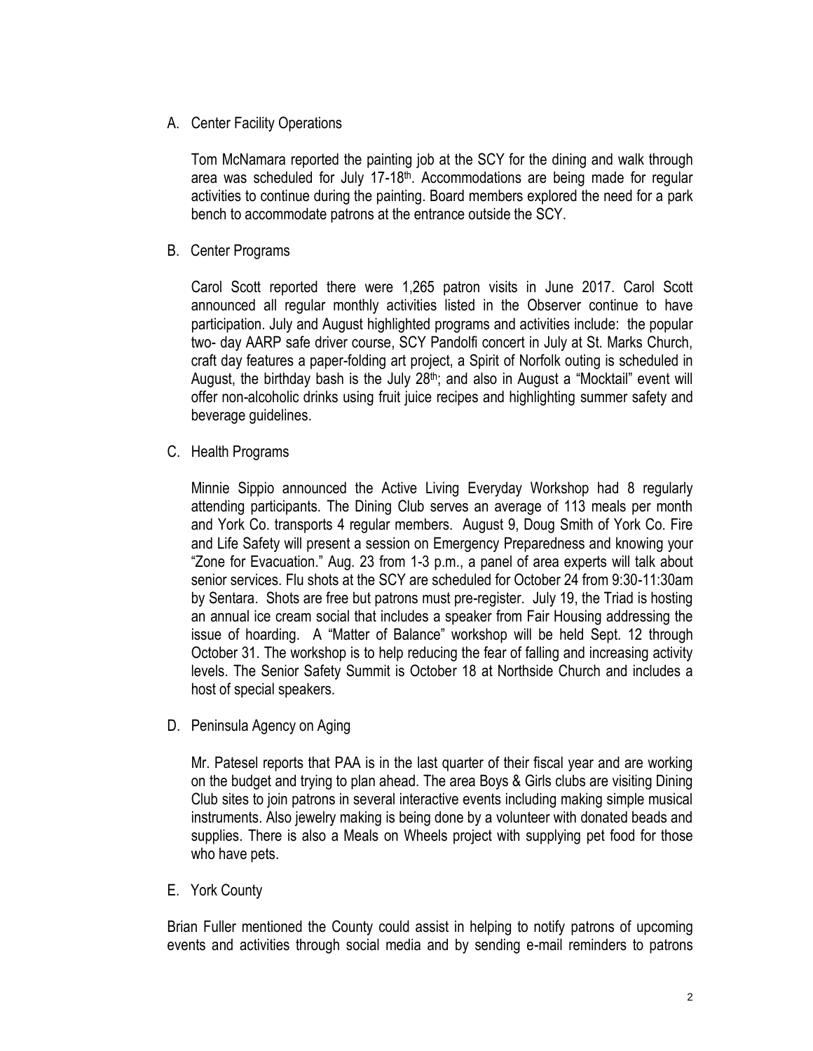A. Center Facility Operations

Tom McNamara reported the painting job at the SCY for the dining and walk through area was scheduled for July 17-18th. Accommodations are being made for regular activities to continue during the painting. Board members explored the need for a park bench to accommodate patrons at the entrance outside the SCY.

B. Center Programs

Carol Scott reported there were 1,265 patron visits in June 2017. Carol Scott announced all regular monthly activities listed in the Observer continue to have participation. July and August highlighted programs and activities include: the popular two- day AARP safe driver course, SCY Pandolfi concert in July at St. Marks Church, craft day features a paper-folding art project, a Spirit of Norfolk outing is scheduled in August, the birthday bash is the July 28th; and also in August a "Mocktail" event will offer non-alcoholic drinks using fruit juice recipes and highlighting summer safety and beverage guidelines.

C. Health Programs

Minnie Sippio announced the Active Living Everyday Workshop had 8 regularly attending participants. The Dining Club serves an average of 113 meals per month and York Co. transports 4 regular members. August 9, Doug Smith of York Co. Fire and Life Safety will present a session on Emergency Preparedness and knowing your "Zone for Evacuation." Aug. 23 from 1-3 p.m., a panel of area experts will talk about senior services. Flu shots at the SCY are scheduled for October 24 from 9:30-11:30am by Sentara. Shots are free but patrons must pre-register. July 19, the Triad is hosting an annual ice cream social that includes a speaker from Fair Housing addressing the issue of hoarding. A "Matter of Balance" workshop will be held Sept. 12 through October 31. The workshop is to help reducing the fear of falling and increasing activity levels. The Senior Safety Summit is October 18 at Northside Church and includes a host of special speakers.

D. Peninsula Agency on Aging

Mr. Patesel reports that PAA is in the last quarter of their fiscal year and are working on the budget and trying to plan ahead. The area Boys & Girls clubs are visiting Dining Club sites to join patrons in several interactive events including making simple musical instruments. Also jewelry making is being done by a volunteer with donated beads and supplies. There is also a Meals on Wheels project with supplying pet food for those who have pets.

E. York County

Brian Fuller mentioned the County could assist in helping to notify patrons of upcoming events and activities through social media and by sending e-mail reminders to patrons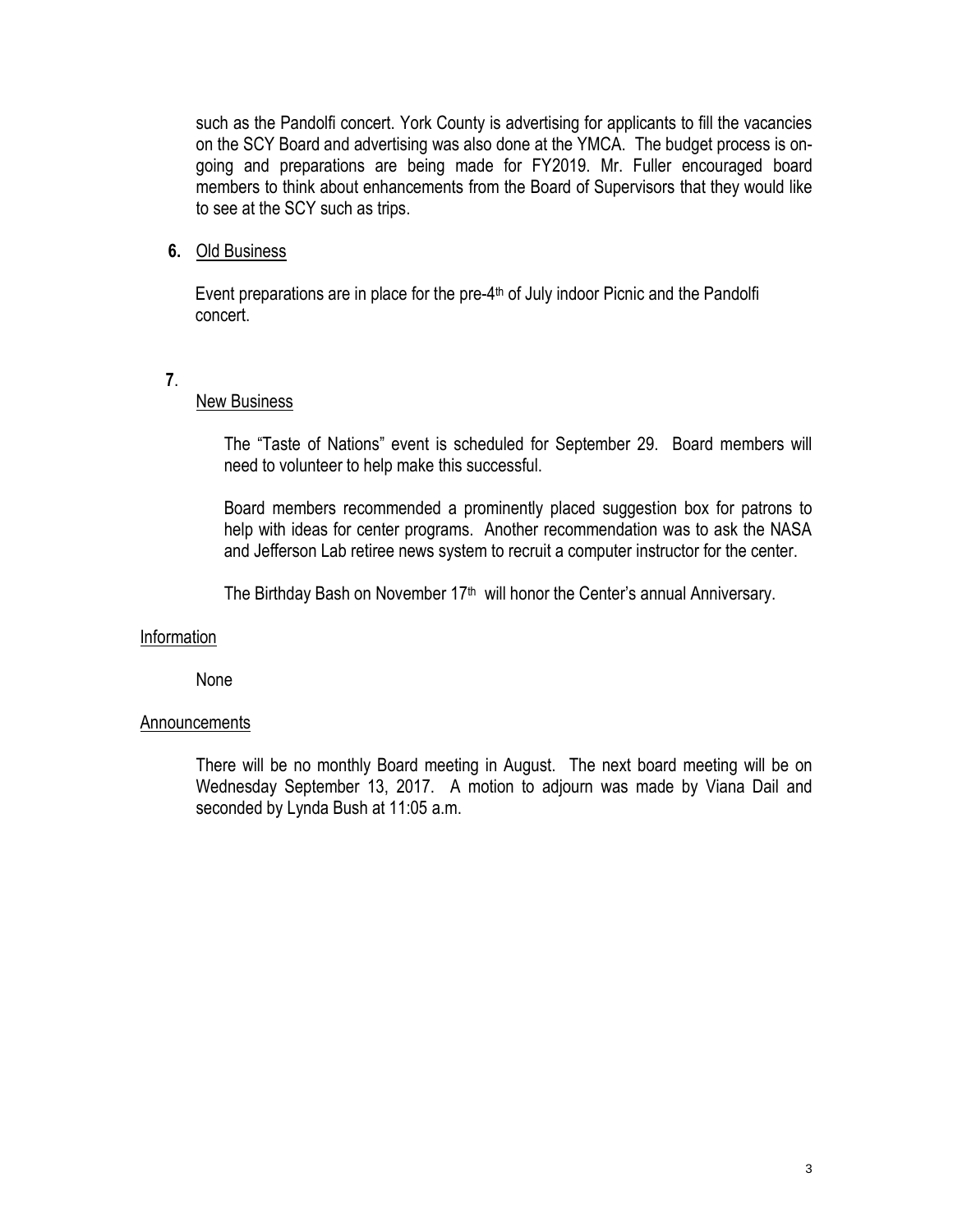such as the Pandolfi concert. York County is advertising for applicants to fill the vacancies on the SCY Board and advertising was also done at the YMCA. The budget process is on-going and preparations are being made for FY2019. Mr. Fuller encouraged board members to think about enhancements from the Board of Supervisors that they would like to see at the SCY such as trips.

**6.** Old Business

Event preparations are in place for the pre-4th of July indoor Picnic and the Pandolfi concert.

**7**.

New Business

The "Taste of Nations" event is scheduled for September 29. Board members will need to volunteer to help make this successful.

Board members recommended a prominently placed suggestion box for patrons to help with ideas for center programs. Another recommendation was to ask the NASA and Jefferson Lab retiree news system to recruit a computer instructor for the center.

The Birthday Bash on November 17th will honor the Center's annual Anniversary.

Information

None

Announcements

There will be no monthly Board meeting in August. The next board meeting will be on Wednesday September 13, 2017. A motion to adjourn was made by Viana Dail and seconded by Lynda Bush at 11:05 a.m.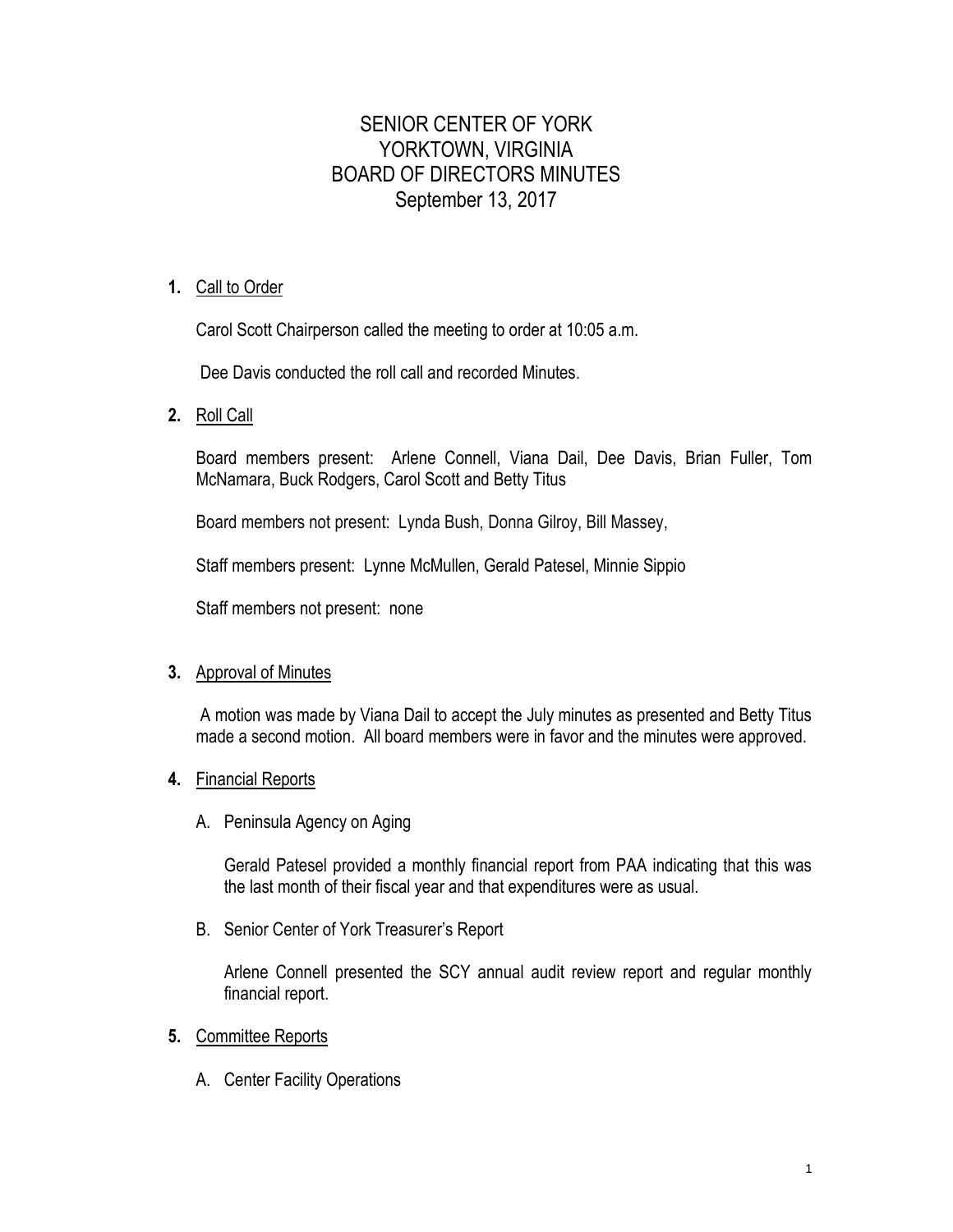# SENIOR CENTER OF YORK
# YORKTOWN, VIRGINIA
# BOARD OF DIRECTORS MINUTES
# September 13, 2017

**1.** Call to Order

Carol Scott Chairperson called the meeting to order at 10:05 a.m.

Dee Davis conducted the roll call and recorded Minutes.

**2.** Roll Call

Board members present: Arlene Connell, Viana Dail, Dee Davis, Brian Fuller, Tom McNamara, Buck Rodgers, Carol Scott and Betty Titus

Board members not present: Lynda Bush, Donna Gilroy, Bill Massey,

Staff members present: Lynne McMullen, Gerald Patesel, Minnie Sippio

Staff members not present: none

**3.** Approval of Minutes

A motion was made by Viana Dail to accept the July minutes as presented and Betty Titus made a second motion. All board members were in favor and the minutes were approved.

**4.** Financial Reports

A. Peninsula Agency on Aging

Gerald Patesel provided a monthly financial report from PAA indicating that this was the last month of their fiscal year and that expenditures were as usual.

B. Senior Center of York Treasurer's Report

Arlene Connell presented the SCY annual audit review report and regular monthly financial report.

**5.** Committee Reports

A. Center Facility Operations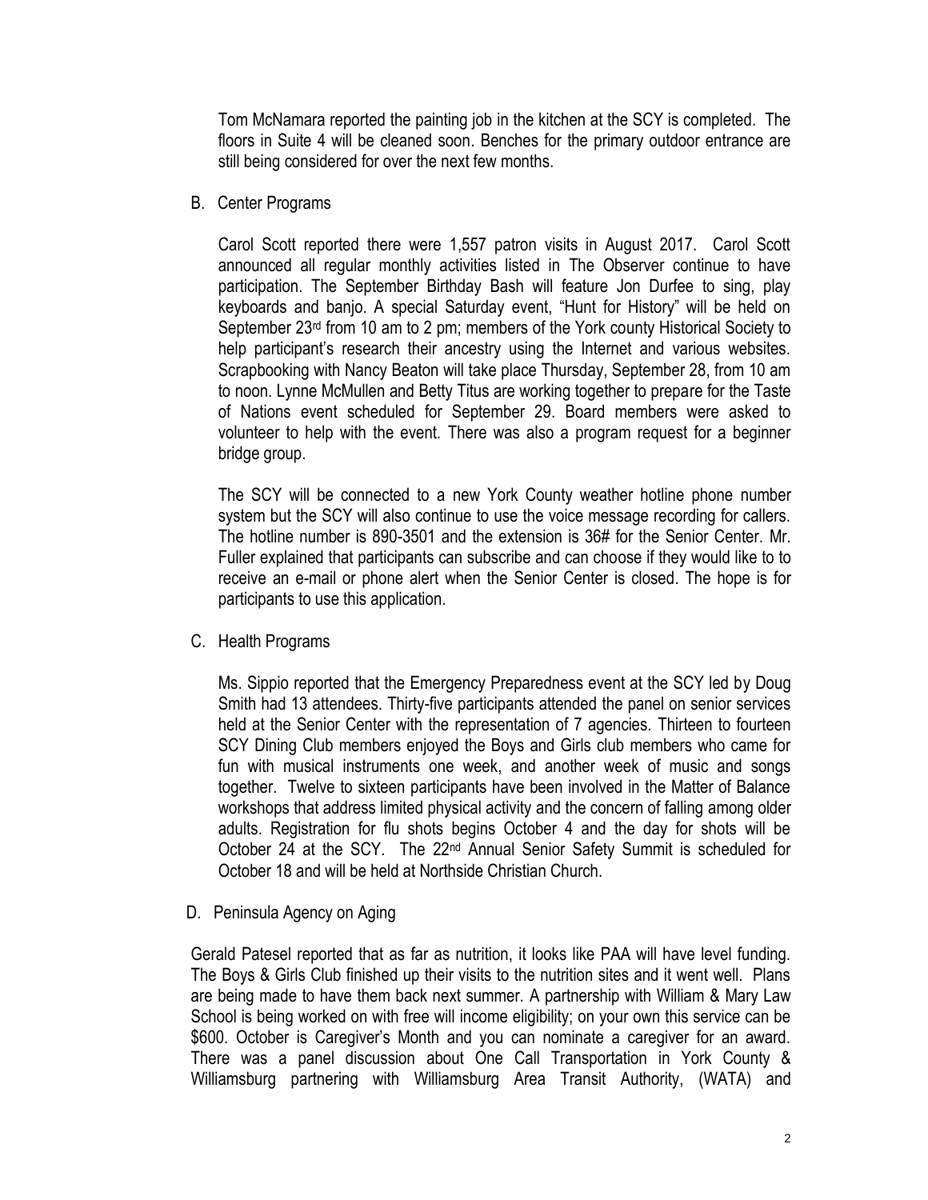Tom McNamara reported the painting job in the kitchen at the SCY is completed. The floors in Suite 4 will be cleaned soon. Benches for the primary outdoor entrance are still being considered for over the next few months.

B. Center Programs

Carol Scott reported there were 1,557 patron visits in August 2017. Carol Scott announced all regular monthly activities listed in The Observer continue to have participation. The September Birthday Bash will feature Jon Durfee to sing, play keyboards and banjo. A special Saturday event, "Hunt for History" will be held on September 23rd from 10 am to 2 pm; members of the York county Historical Society to help participant's research their ancestry using the Internet and various websites. Scrapbooking with Nancy Beaton will take place Thursday, September 28, from 10 am to noon. Lynne McMullen and Betty Titus are working together to prepare for the Taste of Nations event scheduled for September 29. Board members were asked to volunteer to help with the event. There was also a program request for a beginner bridge group.

The SCY will be connected to a new York County weather hotline phone number system but the SCY will also continue to use the voice message recording for callers. The hotline number is 890-3501 and the extension is 36# for the Senior Center. Mr. Fuller explained that participants can subscribe and can choose if they would like to to receive an e-mail or phone alert when the Senior Center is closed. The hope is for participants to use this application.

C. Health Programs

Ms. Sippio reported that the Emergency Preparedness event at the SCY led by Doug Smith had 13 attendees. Thirty-five participants attended the panel on senior services held at the Senior Center with the representation of 7 agencies. Thirteen to fourteen SCY Dining Club members enjoyed the Boys and Girls club members who came for fun with musical instruments one week, and another week of music and songs together. Twelve to sixteen participants have been involved in the Matter of Balance workshops that address limited physical activity and the concern of falling among older adults. Registration for flu shots begins October 4 and the day for shots will be October 24 at the SCY. The 22nd Annual Senior Safety Summit is scheduled for October 18 and will be held at Northside Christian Church.

D. Peninsula Agency on Aging

Gerald Patesel reported that as far as nutrition, it looks like PAA will have level funding. The Boys & Girls Club finished up their visits to the nutrition sites and it went well. Plans are being made to have them back next summer. A partnership with William & Mary Law School is being worked on with free will income eligibility; on your own this service can be $600. October is Caregiver's Month and you can nominate a caregiver for an award. There was a panel discussion about One Call Transportation in York County & Williamsburg partnering with Williamsburg Area Transit Authority, (WATA) and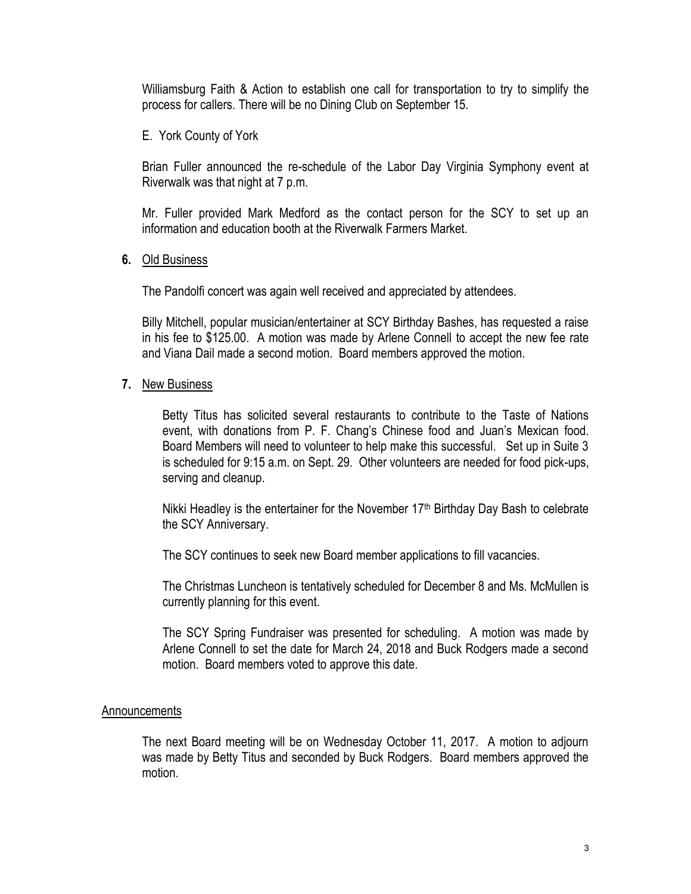Williamsburg Faith & Action to establish one call for transportation to try to simplify the process for callers. There will be no Dining Club on September 15.

E. York County of York

Brian Fuller announced the re-schedule of the Labor Day Virginia Symphony event at Riverwalk was that night at 7 p.m.

Mr. Fuller provided Mark Medford as the contact person for the SCY to set up an information and education booth at the Riverwalk Farmers Market.

**6.** Old Business

The Pandolfi concert was again well received and appreciated by attendees.

Billy Mitchell, popular musician/entertainer at SCY Birthday Bashes, has requested a raise in his fee to $125.00. A motion was made by Arlene Connell to accept the new fee rate and Viana Dail made a second motion. Board members approved the motion.

**7.** New Business

Betty Titus has solicited several restaurants to contribute to the Taste of Nations event, with donations from P. F. Chang's Chinese food and Juan's Mexican food. Board Members will need to volunteer to help make this successful. Set up in Suite 3 is scheduled for 9:15 a.m. on Sept. 29. Other volunteers are needed for food pick-ups, serving and cleanup.

Nikki Headley is the entertainer for the November 17th Birthday Day Bash to celebrate the SCY Anniversary.

The SCY continues to seek new Board member applications to fill vacancies.

The Christmas Luncheon is tentatively scheduled for December 8 and Ms. McMullen is currently planning for this event.

The SCY Spring Fundraiser was presented for scheduling. A motion was made by Arlene Connell to set the date for March 24, 2018 and Buck Rodgers made a second motion. Board members voted to approve this date.

Announcements

The next Board meeting will be on Wednesday October 11, 2017. A motion to adjourn was made by Betty Titus and seconded by Buck Rodgers. Board members approved the motion.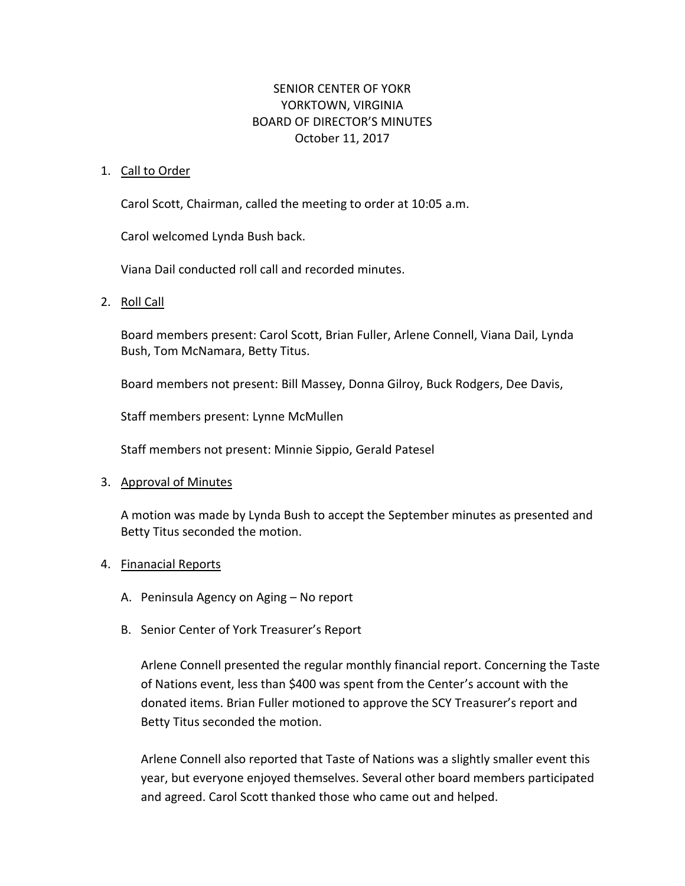SENIOR CENTER OF YOKR
YORKTOWN, VIRGINIA
BOARD OF DIRECTOR'S MINUTES
October 11, 2017

1. Call to Order

   Carol Scott, Chairman, called the meeting to order at 10:05 a.m.

   Carol welcomed Lynda Bush back.

   Viana Dail conducted roll call and recorded minutes.

2. Roll Call

   Board members present: Carol Scott, Brian Fuller, Arlene Connell, Viana Dail, Lynda Bush, Tom McNamara, Betty Titus.

   Board members not present: Bill Massey, Donna Gilroy, Buck Rodgers, Dee Davis,

   Staff members present: Lynne McMullen

   Staff members not present: Minnie Sippio, Gerald Patesel

3. Approval of Minutes

   A motion was made by Lynda Bush to accept the September minutes as presented and Betty Titus seconded the motion.

4. Finanacial Reports

   A. Peninsula Agency on Aging – No report

   B. Senior Center of York Treasurer's Report

      Arlene Connell presented the regular monthly financial report. Concerning the Taste of Nations event, less than $400 was spent from the Center's account with the donated items. Brian Fuller motioned to approve the SCY Treasurer's report and Betty Titus seconded the motion.

      Arlene Connell also reported that Taste of Nations was a slightly smaller event this year, but everyone enjoyed themselves. Several other board members participated and agreed. Carol Scott thanked those who came out and helped.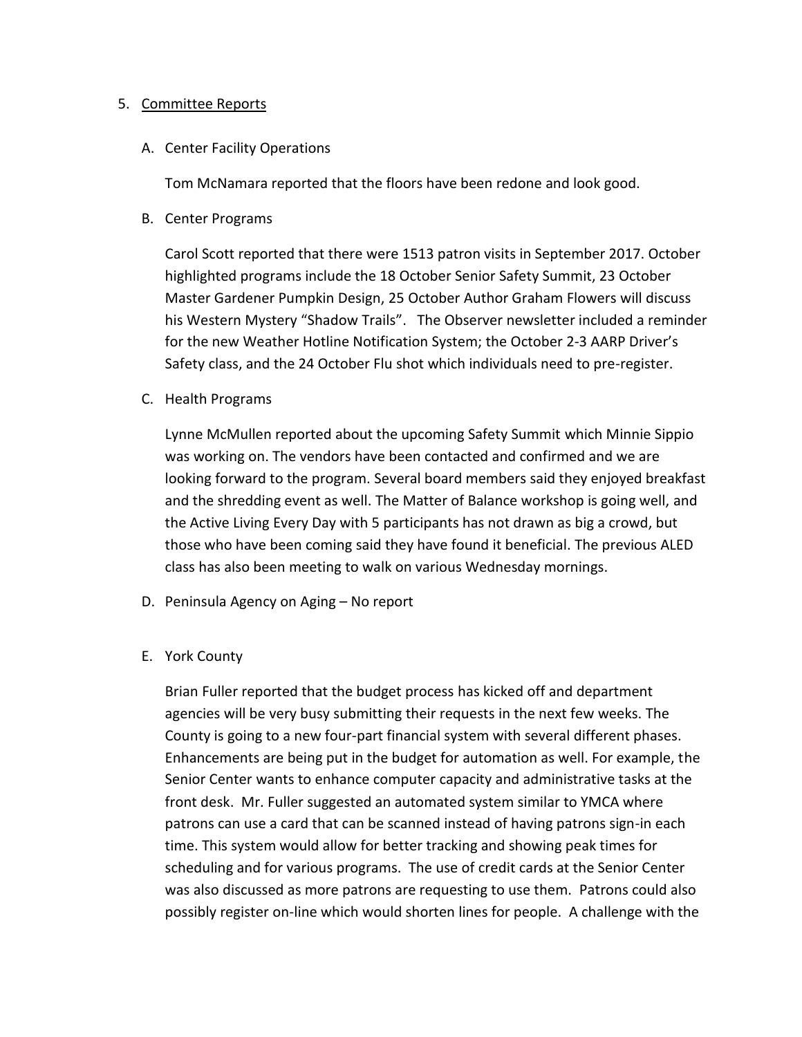5. <u>Committee Reports</u>

   A. Center Facility Operations

      Tom McNamara reported that the floors have been redone and look good.

   B. Center Programs

      Carol Scott reported that there were 1513 patron visits in September 2017. October highlighted programs include the 18 October Senior Safety Summit, 23 October Master Gardener Pumpkin Design, 25 October Author Graham Flowers will discuss his Western Mystery "Shadow Trails". The Observer newsletter included a reminder for the new Weather Hotline Notification System; the October 2-3 AARP Driver's Safety class, and the 24 October Flu shot which individuals need to pre-register.

   C. Health Programs

      Lynne McMullen reported about the upcoming Safety Summit which Minnie Sippio was working on. The vendors have been contacted and confirmed and we are looking forward to the program. Several board members said they enjoyed breakfast and the shredding event as well. The Matter of Balance workshop is going well, and the Active Living Every Day with 5 participants has not drawn as big a crowd, but those who have been coming said they have found it beneficial. The previous ALED class has also been meeting to walk on various Wednesday mornings.

   D. Peninsula Agency on Aging – No report

   E. York County

      Brian Fuller reported that the budget process has kicked off and department agencies will be very busy submitting their requests in the next few weeks. The County is going to a new four-part financial system with several different phases. Enhancements are being put in the budget for automation as well. For example, the Senior Center wants to enhance computer capacity and administrative tasks at the front desk. Mr. Fuller suggested an automated system similar to YMCA where patrons can use a card that can be scanned instead of having patrons sign-in each time. This system would allow for better tracking and showing peak times for scheduling and for various programs. The use of credit cards at the Senior Center was also discussed as more patrons are requesting to use them. Patrons could also possibly register on-line which would shorten lines for people. A challenge with the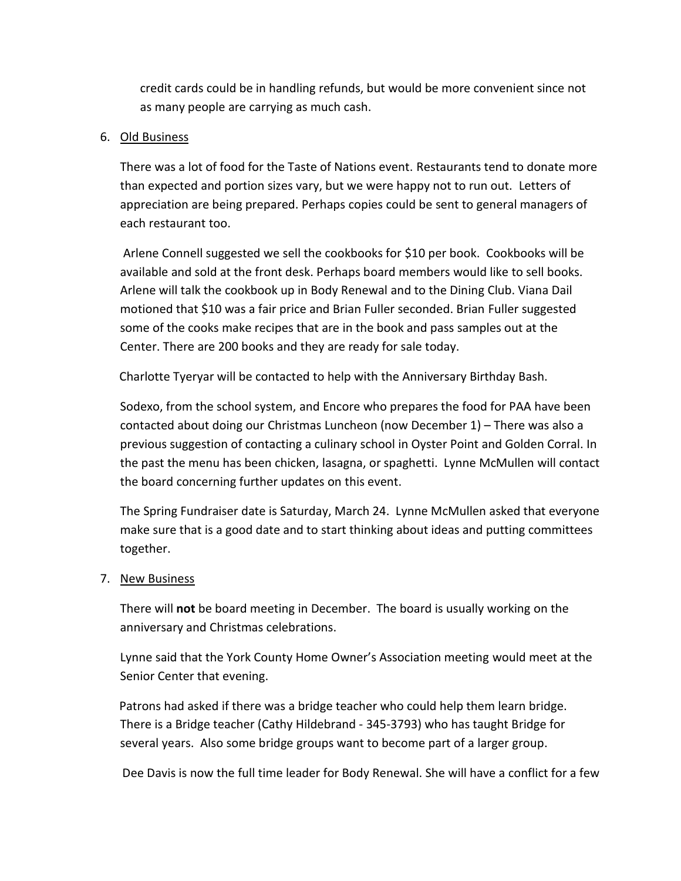credit cards could be in handling refunds, but would be more convenient since not as many people are carrying as much cash.

6. <u>Old Business</u>

   There was a lot of food for the Taste of Nations event. Restaurants tend to donate more than expected and portion sizes vary, but we were happy not to run out. Letters of appreciation are being prepared. Perhaps copies could be sent to general managers of each restaurant too.

   Arlene Connell suggested we sell the cookbooks for $10 per book. Cookbooks will be available and sold at the front desk. Perhaps board members would like to sell books. Arlene will talk the cookbook up in Body Renewal and to the Dining Club. Viana Dail motioned that $10 was a fair price and Brian Fuller seconded. Brian Fuller suggested some of the cooks make recipes that are in the book and pass samples out at the Center. There are 200 books and they are ready for sale today.

   Charlotte Tyeryar will be contacted to help with the Anniversary Birthday Bash.

   Sodexo, from the school system, and Encore who prepares the food for PAA have been contacted about doing our Christmas Luncheon (now December 1) – There was also a previous suggestion of contacting a culinary school in Oyster Point and Golden Corral. In the past the menu has been chicken, lasagna, or spaghetti. Lynne McMullen will contact the board concerning further updates on this event.

   The Spring Fundraiser date is Saturday, March 24. Lynne McMullen asked that everyone make sure that is a good date and to start thinking about ideas and putting committees together.

7. <u>New Business</u>

   There will **not** be board meeting in December. The board is usually working on the anniversary and Christmas celebrations.

   Lynne said that the York County Home Owner's Association meeting would meet at the Senior Center that evening.

   Patrons had asked if there was a bridge teacher who could help them learn bridge. There is a Bridge teacher (Cathy Hildebrand - 345-3793) who has taught Bridge for several years. Also some bridge groups want to become part of a larger group.

   Dee Davis is now the full time leader for Body Renewal. She will have a conflict for a few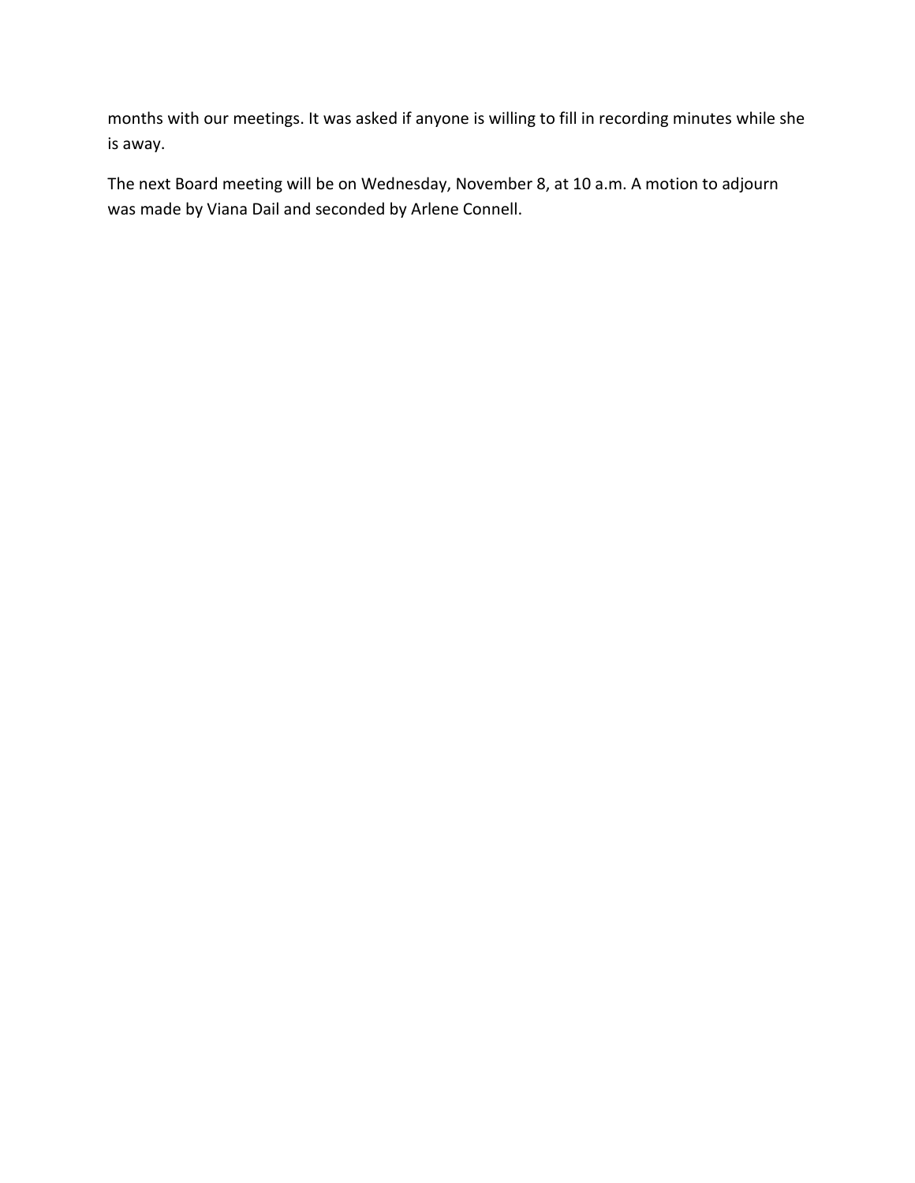months with our meetings. It was asked if anyone is willing to fill in recording minutes while she is away.

The next Board meeting will be on Wednesday, November 8, at 10 a.m. A motion to adjourn was made by Viana Dail and seconded by Arlene Connell.